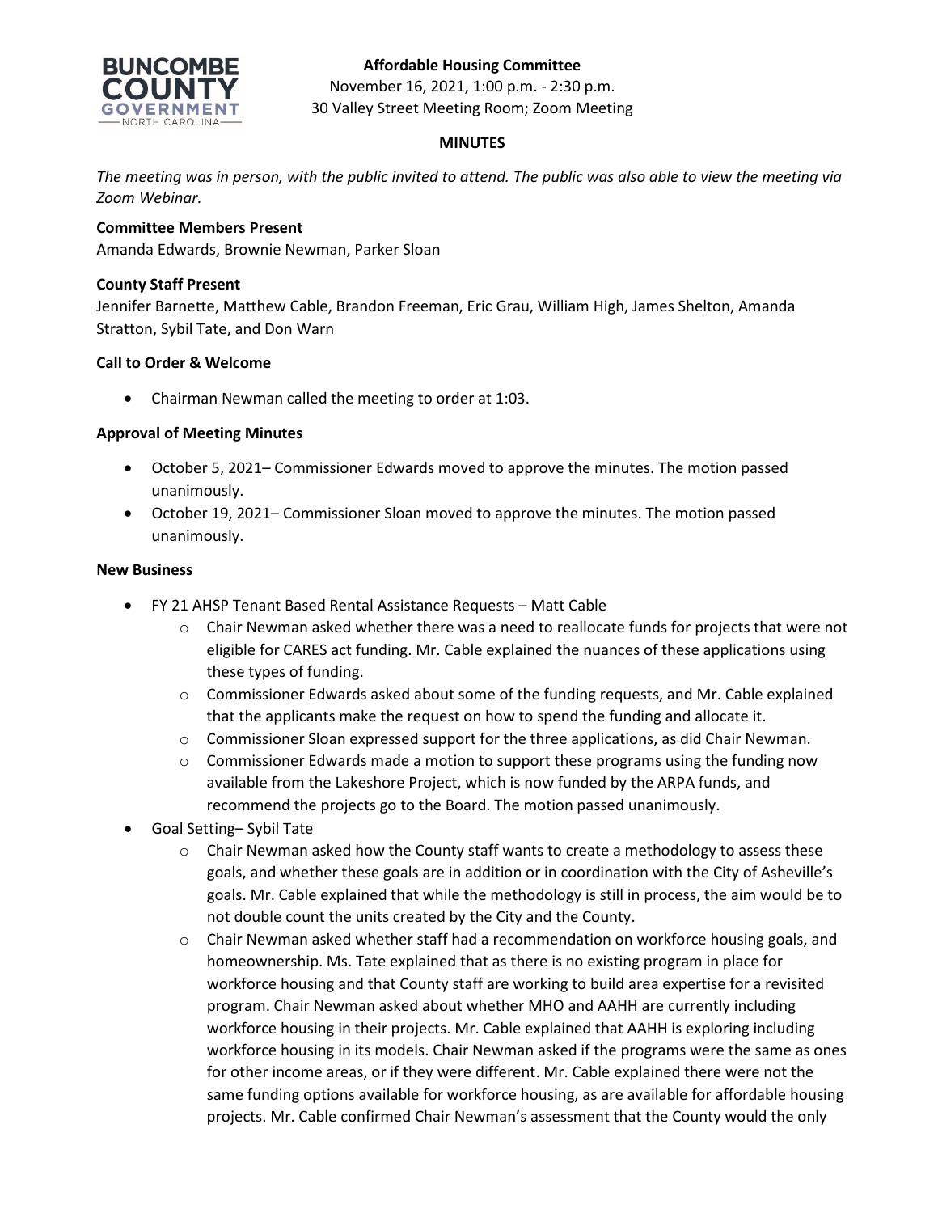**Affordable Housing Committee**
November 16, 2021, 1:00 p.m. - 2:30 p.m.
30 Valley Street Meeting Room; Zoom Meeting

**MINUTES**

*The meeting was in person, with the public invited to attend. The public was also able to view the meeting via Zoom Webinar.*

**Committee Members Present**
Amanda Edwards, Brownie Newman, Parker Sloan

**County Staff Present**
Jennifer Barnette, Matthew Cable, Brandon Freeman, Eric Grau, William High, James Shelton, Amanda Stratton, Sybil Tate, and Don Warn

**Call to Order & Welcome**

- Chairman Newman called the meeting to order at 1:03.

**Approval of Meeting Minutes**

- October 5, 2021– Commissioner Edwards moved to approve the minutes. The motion passed unanimously.
- October 19, 2021– Commissioner Sloan moved to approve the minutes. The motion passed unanimously.

**New Business**

- FY 21 AHSP Tenant Based Rental Assistance Requests – Matt Cable
    - Chair Newman asked whether there was a need to reallocate funds for projects that were not eligible for CARES act funding. Mr. Cable explained the nuances of these applications using these types of funding.
    - Commissioner Edwards asked about some of the funding requests, and Mr. Cable explained that the applicants make the request on how to spend the funding and allocate it.
    - Commissioner Sloan expressed support for the three applications, as did Chair Newman.
    - Commissioner Edwards made a motion to support these programs using the funding now available from the Lakeshore Project, which is now funded by the ARPA funds, and recommend the projects go to the Board. The motion passed unanimously.
- Goal Setting– Sybil Tate
    - Chair Newman asked how the County staff wants to create a methodology to assess these goals, and whether these goals are in addition or in coordination with the City of Asheville's goals. Mr. Cable explained that while the methodology is still in process, the aim would be to not double count the units created by the City and the County.
    - Chair Newman asked whether staff had a recommendation on workforce housing goals, and homeownership. Ms. Tate explained that as there is no existing program in place for workforce housing and that County staff are working to build area expertise for a revisited program. Chair Newman asked about whether MHO and AAHH are currently including workforce housing in their projects. Mr. Cable explained that AAHH is exploring including workforce housing in its models. Chair Newman asked if the programs were the same as ones for other income areas, or if they were different. Mr. Cable explained there were not the same funding options available for workforce housing, as are available for affordable housing projects. Mr. Cable confirmed Chair Newman's assessment that the County would the only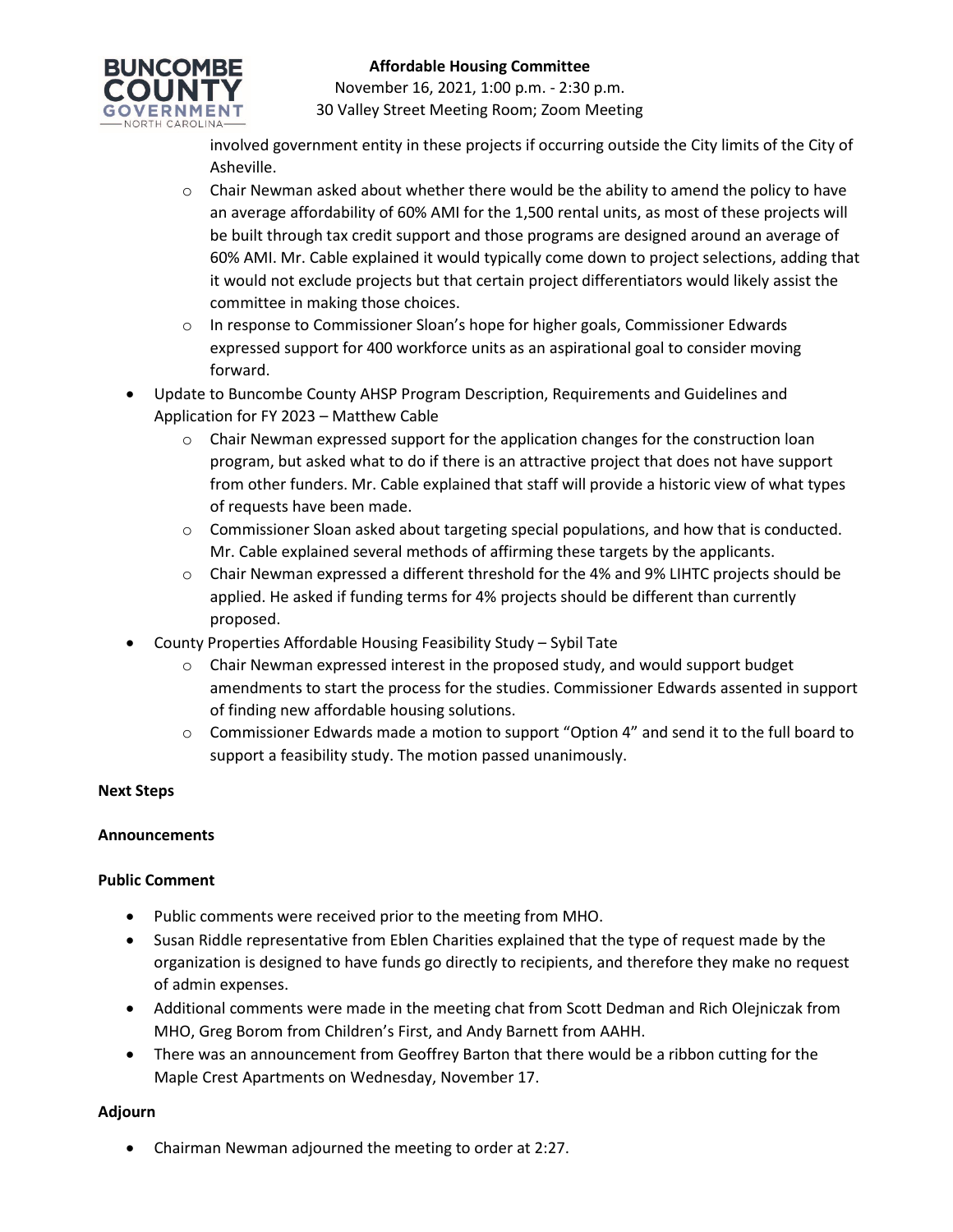involved government entity in these projects if occurring outside the City limits of the City of Asheville.

    - Chair Newman asked about whether there would be the ability to amend the policy to have an average affordability of 60% AMI for the 1,500 rental units, as most of these projects will be built through tax credit support and those programs are designed around an average of 60% AMI. Mr. Cable explained it would typically come down to project selections, adding that it would not exclude projects but that certain project differentiators would likely assist the committee in making those choices.
    - In response to Commissioner Sloan's hope for higher goals, Commissioner Edwards expressed support for 400 workforce units as an aspirational goal to consider moving forward.

- Update to Buncombe County AHSP Program Description, Requirements and Guidelines and Application for FY 2023 – Matthew Cable
    - Chair Newman expressed support for the application changes for the construction loan program, but asked what to do if there is an attractive project that does not have support from other funders. Mr. Cable explained that staff will provide a historic view of what types of requests have been made.
    - Commissioner Sloan asked about targeting special populations, and how that is conducted. Mr. Cable explained several methods of affirming these targets by the applicants.
    - Chair Newman expressed a different threshold for the 4% and 9% LIHTC projects should be applied. He asked if funding terms for 4% projects should be different than currently proposed.
- County Properties Affordable Housing Feasibility Study – Sybil Tate
    - Chair Newman expressed interest in the proposed study, and would support budget amendments to start the process for the studies. Commissioner Edwards assented in support of finding new affordable housing solutions.
    - Commissioner Edwards made a motion to support "Option 4" and send it to the full board to support a feasibility study. The motion passed unanimously.

**Next Steps**

**Announcements**

**Public Comment**

- Public comments were received prior to the meeting from MHO.
- Susan Riddle representative from Eblen Charities explained that the type of request made by the organization is designed to have funds go directly to recipients, and therefore they make no request of admin expenses.
- Additional comments were made in the meeting chat from Scott Dedman and Rich Olejniczak from MHO, Greg Borom from Children's First, and Andy Barnett from AAHH.
- There was an announcement from Geoffrey Barton that there would be a ribbon cutting for the Maple Crest Apartments on Wednesday, November 17.

**Adjourn**

- Chairman Newman adjourned the meeting to order at 2:27.